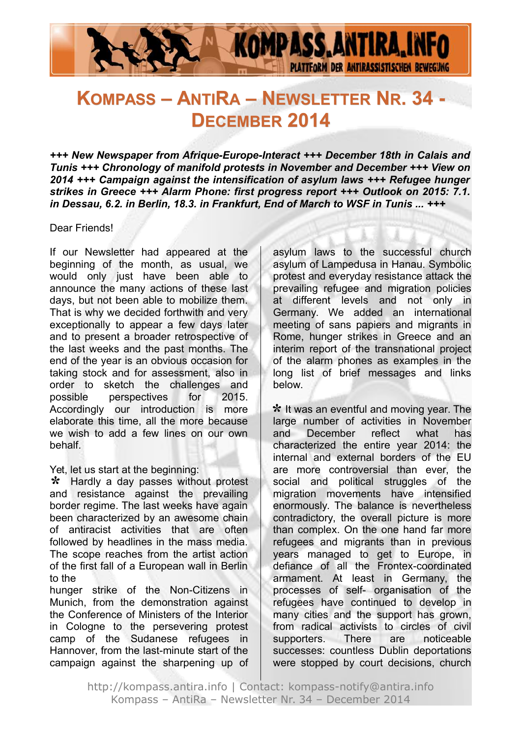# Kompass – AntiRa – Newsletter Nr. 34 - December 2014

***+++ New Newspaper from Afrique-Europe-Interact +++ December 18th in Calais and Tunis +++ Chronology of manifold protests in November and December +++ View on 2014 +++ Campaign against the intensification of asylum laws +++ Refugee hunger strikes in Greece +++ Alarm Phone: first progress report +++ Outlook on 2015: 7.1. in Dessau, 6.2. in Berlin, 18.3. in Frankfurt, End of March to WSF in Tunis ... +++***

Dear Friends!

If our Newsletter had appeared at the beginning of the month, as usual, we would only just have been able to announce the many actions of these last days, but not been able to mobilize them. That is why we decided forthwith and very exceptionally to appear a few days later and to present a broader retrospective of the last weeks and the past months. The end of the year is an obvious occasion for taking stock and for assessment, also in order to sketch the challenges and possible perspectives for 2015. Accordingly our introduction is more elaborate this time, all the more because we wish to add a few lines on our own behalf.

Yet, let us start at the beginning:

✻ Hardly a day passes without protest and resistance against the prevailing border regime. The last weeks have again been characterized by an awesome chain of antiracist activities that are often followed by headlines in the mass media. The scope reaches from the artist action of the first fall of a European wall in Berlin to the hunger strike of the Non-Citizens in Munich, from the demonstration against the Conference of Ministers of the Interior in Cologne to the persevering protest camp of the Sudanese refugees in Hannover, from the last-minute start of the campaign against the sharpening up of asylum laws to the successful church asylum of Lampedusa in Hanau. Symbolic protest and everyday resistance attack the prevailing refugee and migration policies at different levels and not only in Germany. We added an international meeting of sans papiers and migrants in Rome, hunger strikes in Greece and an interim report of the transnational project of the alarm phones as examples in the long list of brief messages and links below.

✻ It was an eventful and moving year. The large number of activities in November and December reflect what has characterized the entire year 2014: the internal and external borders of the EU are more controversial than ever, the social and political struggles of the migration movements have intensified enormously. The balance is nevertheless contradictory, the overall picture is more than complex. On the one hand far more refugees and migrants than in previous years managed to get to Europe, in defiance of all the Frontex-coordinated armament. At least in Germany, the processes of self- organisation of the refugees have continued to develop in many cities and the support has grown, from radical activists to circles of civil supporters. There are noticeable successes: countless Dublin deportations were stopped by court decisions, church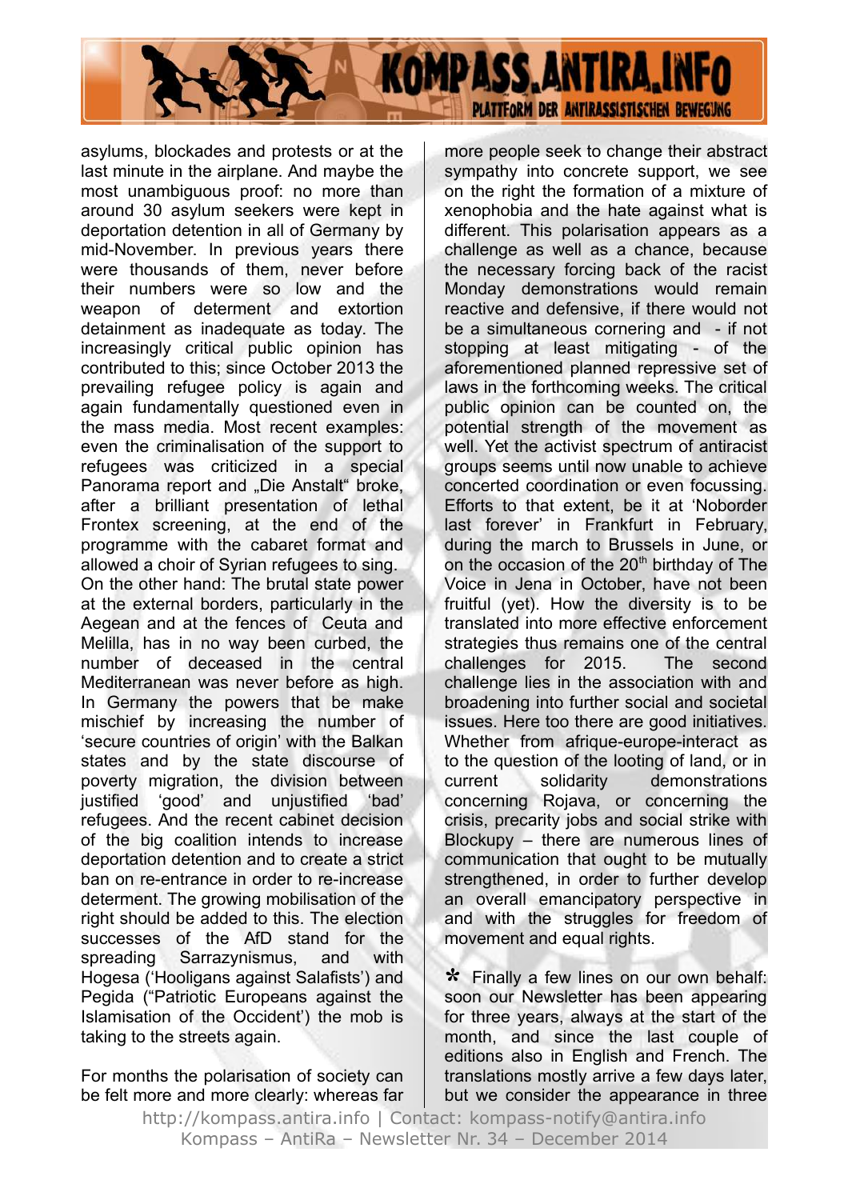asylums, blockades and protests or at the last minute in the airplane. And maybe the most unambiguous proof: no more than around 30 asylum seekers were kept in deportation detention in all of Germany by mid-November. In previous years there were thousands of them, never before their numbers were so low and the weapon of determent and extortion detainment as inadequate as today. The increasingly critical public opinion has contributed to this; since October 2013 the prevailing refugee policy is again and again fundamentally questioned even in the mass media. Most recent examples: even the criminalisation of the support to refugees was criticized in a special Panorama report and „Die Anstalt" broke, after a brilliant presentation of lethal Frontex screening, at the end of the programme with the cabaret format and allowed a choir of Syrian refugees to sing. On the other hand: The brutal state power at the external borders, particularly in the Aegean and at the fences of Ceuta and Melilla, has in no way been curbed, the number of deceased in the central Mediterranean was never before as high. In Germany the powers that be make mischief by increasing the number of 'secure countries of origin' with the Balkan states and by the state discourse of poverty migration, the division between justified 'good' and unjustified 'bad' refugees. And the recent cabinet decision of the big coalition intends to increase deportation detention and to create a strict ban on re-entrance in order to re-increase determent. The growing mobilisation of the right should be added to this. The election successes of the AfD stand for the spreading Sarrazynismus, and with Hogesa ('Hooligans against Salafists') and Pegida ("Patriotic Europeans against the Islamisation of the Occident') the mob is taking to the streets again.

For months the polarisation of society can be felt more and more clearly: whereas far more people seek to change their abstract sympathy into concrete support, we see on the right the formation of a mixture of xenophobia and the hate against what is different. This polarisation appears as a challenge as well as a chance, because the necessary forcing back of the racist Monday demonstrations would remain reactive and defensive, if there would not be a simultaneous cornering and - if not stopping at least mitigating - of the aforementioned planned repressive set of laws in the forthcoming weeks. The critical public opinion can be counted on, the potential strength of the movement as well. Yet the activist spectrum of antiracist groups seems until now unable to achieve concerted coordination or even focussing. Efforts to that extent, be it at 'Noborder last forever' in Frankfurt in February, during the march to Brussels in June, or on the occasion of the 20th birthday of The Voice in Jena in October, have not been fruitful (yet). How the diversity is to be translated into more effective enforcement strategies thus remains one of the central challenges for 2015. The second challenge lies in the association with and broadening into further social and societal issues. Here too there are good initiatives. Whether from afrique-europe-interact as to the question of the looting of land, or in current solidarity demonstrations concerning Rojava, or concerning the crisis, precarity jobs and social strike with Blockupy – there are numerous lines of communication that ought to be mutually strengthened, in order to further develop an overall emancipatory perspective in and with the struggles for freedom of movement and equal rights.

* Finally a few lines on our own behalf: soon our Newsletter has been appearing for three years, always at the start of the month, and since the last couple of editions also in English and French. The translations mostly arrive a few days later, but we consider the appearance in three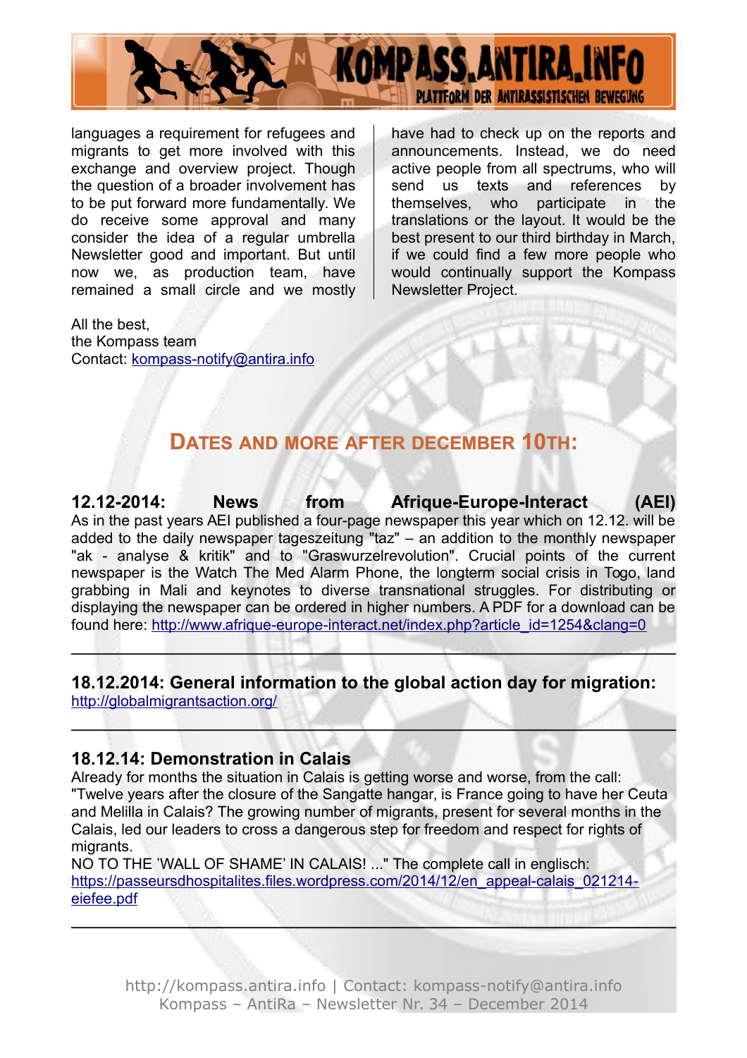languages a requirement for refugees and migrants to get more involved with this exchange and overview project. Though the question of a broader involvement has to be put forward more fundamentally. We do receive some approval and many consider the idea of a regular umbrella Newsletter good and important. But until now we, as production team, have remained a small circle and we mostly have had to check up on the reports and announcements. Instead, we do need active people from all spectrums, who will send us texts and references by themselves, who participate in the translations or the layout. It would be the best present to our third birthday in March, if we could find a few more people who would continually support the Kompass Newsletter Project.

All the best,
the Kompass team
Contact: kompass-notify@antira.info

## DATES AND MORE AFTER DECEMBER 10TH:

**12.12-2014: News from Afrique-Europe-Interact (AEI)**
As in the past years AEI published a four-page newspaper this year which on 12.12. will be added to the daily newspaper tageszeitung "taz" – an addition to the monthly newspaper "ak - analyse & kritik" and to "Graswurzelrevolution". Crucial points of the current newspaper is the Watch The Med Alarm Phone, the longterm social crisis in Togo, land grabbing in Mali and keynotes to diverse transnational struggles. For distributing or displaying the newspaper can be ordered in higher numbers. A PDF for a download can be found here: http://www.afrique-europe-interact.net/index.php?article_id=1254&clang=0

---

**18.12.2014: General information to the global action day for migration:**
http://globalmigrantsaction.org/

---

**18.12.14: Demonstration in Calais**
Already for months the situation in Calais is getting worse and worse, from the call:
"Twelve years after the closure of the Sangatte hangar, is France going to have her Ceuta and Melilla in Calais? The growing number of migrants, present for several months in the Calais, led our leaders to cross a dangerous step for freedom and respect for rights of migrants.
NO TO THE 'WALL OF SHAME' IN CALAIS! ..." The complete call in englisch:
https://passeursdhospitalites.files.wordpress.com/2014/12/en_appeal-calais_021214-eiefee.pdf

---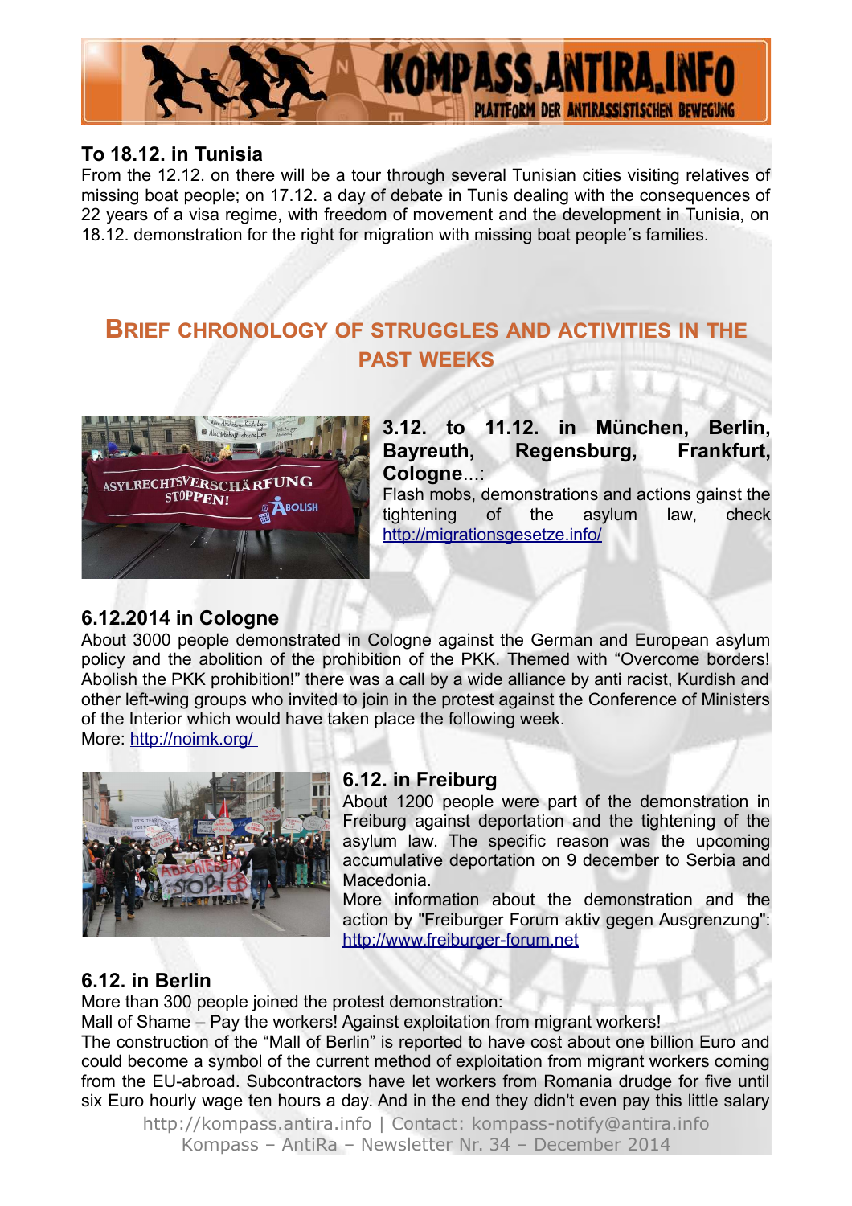## To 18.12. in Tunisia

From the 12.12. on there will be a tour through several Tunisian cities visiting relatives of missing boat people; on 17.12. a day of debate in Tunis dealing with the consequences of 22 years of a visa regime, with freedom of movement and the development in Tunisia, on 18.12. demonstration for the right for migration with missing boat people´s families.

# Brief chronology of struggles and activities in the past weeks

## 3.12. to 11.12. in München, Berlin, Bayreuth, Regensburg, Frankfurt, Cologne...:

Flash mobs, demonstrations and actions gainst the tightening of the asylum law, check http://migrationsgesetze.info/

## 6.12.2014 in Cologne

About 3000 people demonstrated in Cologne against the German and European asylum policy and the abolition of the prohibition of the PKK. Themed with "Overcome borders! Abolish the PKK prohibition!" there was a call by a wide alliance by anti racist, Kurdish and other left-wing groups who invited to join in the protest against the Conference of Ministers of the Interior which would have taken place the following week.

More: http://noimk.org/

## 6.12. in Freiburg

About 1200 people were part of the demonstration in Freiburg against deportation and the tightening of the asylum law. The specific reason was the upcoming accumulative deportation on 9 december to Serbia and Macedonia.

More information about the demonstration and the action by "Freiburger Forum aktiv gegen Ausgrenzung": http://www.freiburger-forum.net

## 6.12. in Berlin

More than 300 people joined the protest demonstration:

Mall of Shame – Pay the workers! Against exploitation from migrant workers!

The construction of the "Mall of Berlin" is reported to have cost about one billion Euro and could become a symbol of the current method of exploitation from migrant workers coming from the EU-abroad. Subcontractors have let workers from Romania drudge for five until six Euro hourly wage ten hours a day. And in the end they didn't even pay this little salary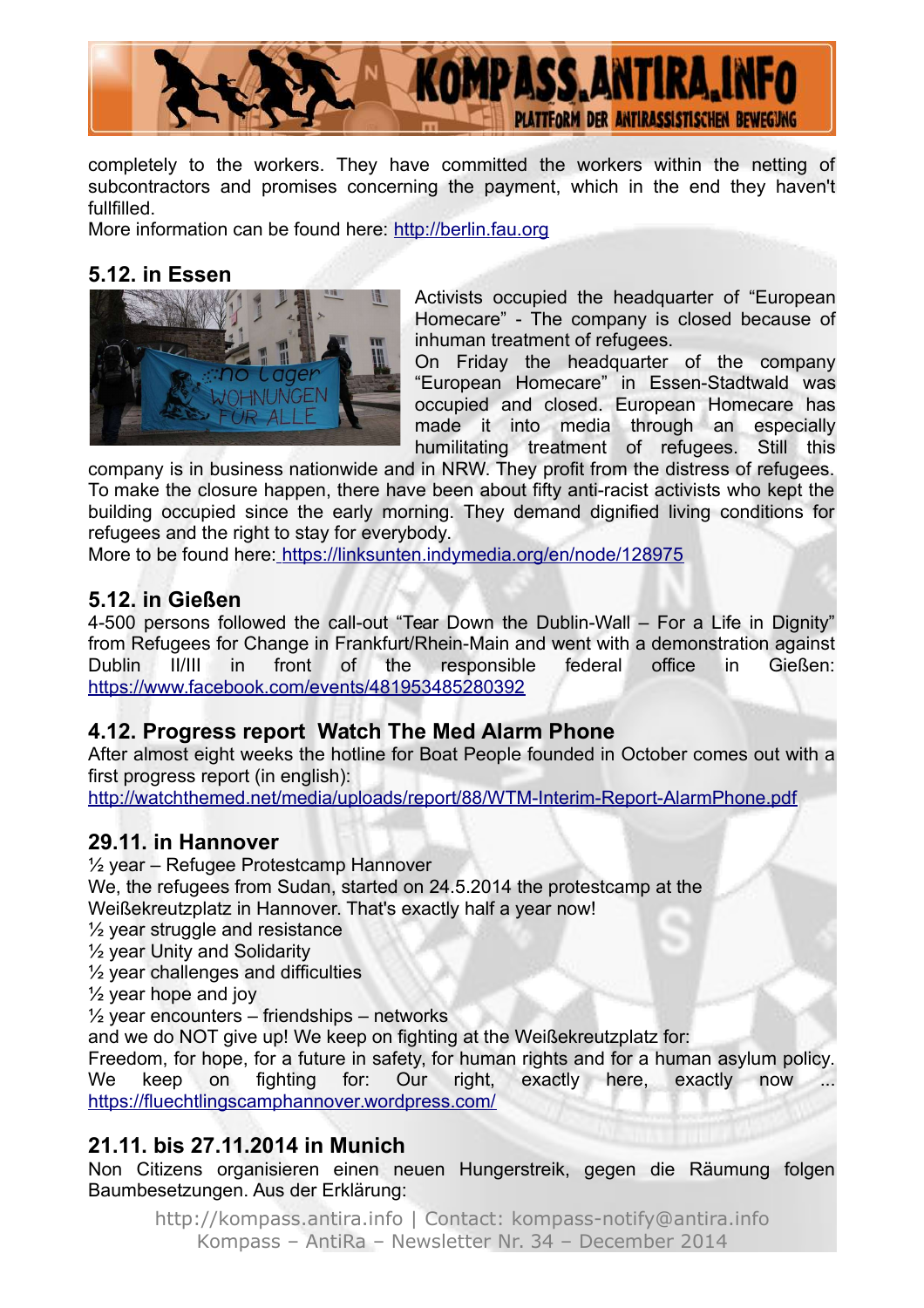completely to the workers. They have committed the workers within the netting of subcontractors and promises concerning the payment, which in the end they haven't fullfilled.
More information can be found here: http://berlin.fau.org

### 5.12. in Essen

Activists occupied the headquarter of "European Homecare" - The company is closed because of inhuman treatment of refugees.
On Friday the headquarter of the company "European Homecare" in Essen-Stadtwald was occupied and closed. European Homecare has made it into media through an especially humilitating treatment of refugees. Still this company is in business nationwide and in NRW. They profit from the distress of refugees. To make the closure happen, there have been about fifty anti-racist activists who kept the building occupied since the early morning. They demand dignified living conditions for refugees and the right to stay for everybody.
More to be found here: https://linksunten.indymedia.org/en/node/128975

### 5.12. in Gießen

4-500 persons followed the call-out "Tear Down the Dublin-Wall – For a Life in Dignity" from Refugees for Change in Frankfurt/Rhein-Main and went with a demonstration against Dublin II/III in front of the responsible federal office in Gießen: https://www.facebook.com/events/481953485280392

### 4.12. Progress report Watch The Med Alarm Phone

After almost eight weeks the hotline for Boat People founded in October comes out with a first progress report (in english):
http://watchthemed.net/media/uploads/report/88/WTM-Interim-Report-AlarmPhone.pdf

### 29.11. in Hannover

½ year – Refugee Protestcamp Hannover
We, the refugees from Sudan, started on 24.5.2014 the protestcamp at the Weißekreutzplatz in Hannover. That's exactly half a year now!
½ year struggle and resistance
½ year Unity and Solidarity
½ year challenges and difficulties
½ year hope and joy
½ year encounters – friendships – networks
and we do NOT give up! We keep on fighting at the Weißekreutzplatz for:
Freedom, for hope, for a future in safety, for human rights and for a human asylum policy. We keep on fighting for: Our right, exactly here, exactly now ...
https://fluechtlingscamphannover.wordpress.com/

### 21.11. bis 27.11.2014 in Munich

Non Citizens organisieren einen neuen Hungerstreik, gegen die Räumung folgen Baumbesetzungen. Aus der Erklärung: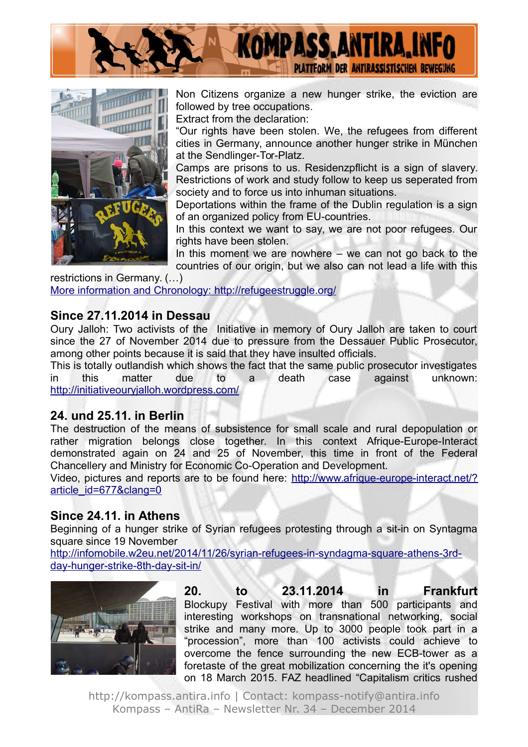Non Citizens organize a new hunger strike, the eviction are followed by tree occupations.

Extract from the declaration:

“Our rights have been stolen. We, the refugees from different cities in Germany, announce another hunger strike in München at the Sendlinger-Tor-Platz.

Camps are prisons to us. Residenzpflicht is a sign of slavery. Restrictions of work and study follow to keep us seperated from society and to force us into inhuman situations.

Deportations within the frame of the Dublin regulation is a sign of an organized policy from EU-countries.

In this context we want to say, we are not poor refugees. Our rights have been stolen.

In this moment we are nowhere – we can not go back to the countries of our origin, but we also can not lead a life with this restrictions in Germany. (…)

More information and Chronology: http://refugeestruggle.org/

## Since 27.11.2014 in Dessau

Oury Jalloh: Two activists of the Initiative in memory of Oury Jalloh are taken to court since the 27 of November 2014 due to pressure from the Dessauer Public Prosecutor, among other points because it is said that they have insulted officials.

This is totally outlandish which shows the fact that the same public prosecutor investigates in this matter due to a death case against unknown: http://initiativeouryjalloh.wordpress.com/

## 24. und 25.11. in Berlin

The destruction of the means of subsistence for small scale and rural depopulation or rather migration belongs close together. In this context Afrique-Europe-Interact demonstrated again on 24 and 25 of November, this time in front of the Federal Chancellery and Ministry for Economic Co-Operation and Development.

Video, pictures and reports are to be found here: http://www.afrique-europe-interact.net/?article_id=677&clang=0

## Since 24.11. in Athens

Beginning of a hunger strike of Syrian refugees protesting through a sit-in on Syntagma square since 19 November

http://infomobile.w2eu.net/2014/11/26/syrian-refugees-in-syndagma-square-athens-3rd-day-hunger-strike-8th-day-sit-in/

## 20. to 23.11.2014 in Frankfurt

Blockupy Festival with more than 500 participants and interesting workshops on transnational networking, social strike and many more. Up to 3000 people took part in a “procession”, more than 100 activists could achieve to overcome the fence surrounding the new ECB-tower as a foretaste of the great mobilization concerning the it's opening on 18 March 2015. FAZ headlined “Capitalism critics rushed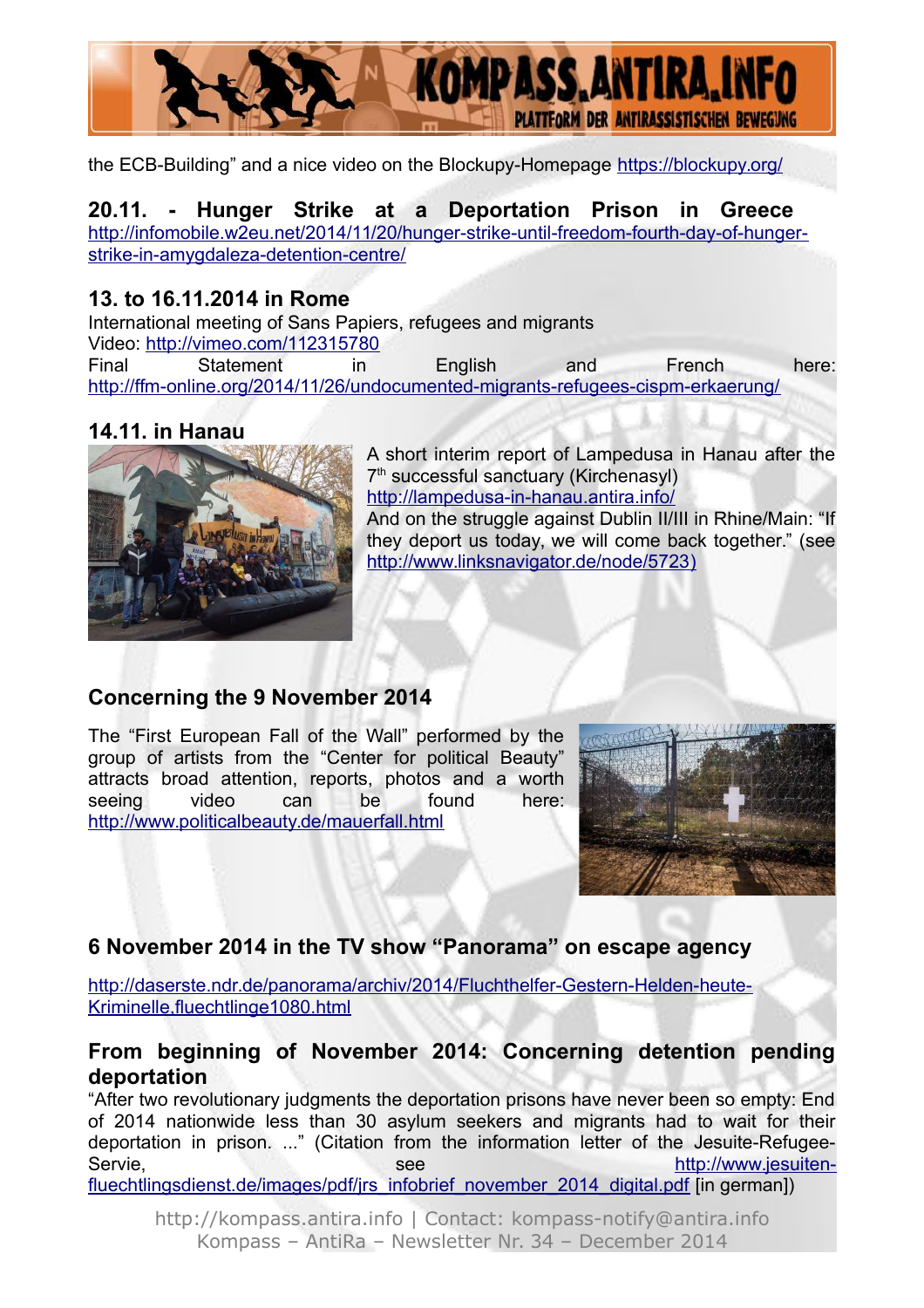the ECB-Building" and a nice video on the Blockupy-Homepage https://blockupy.org/

## 20.11. - Hunger Strike at a Deportation Prison in Greece

http://infomobile.w2eu.net/2014/11/20/hunger-strike-until-freedom-fourth-day-of-hunger-strike-in-amygdaleza-detention-centre/

## 13. to 16.11.2014 in Rome

International meeting of Sans Papiers, refugees and migrants
Video: http://vimeo.com/112315780
Final Statement in English and French here: http://ffm-online.org/2014/11/26/undocumented-migrants-refugees-cispm-erkaerung/

## 14.11. in Hanau

A short interim report of Lampedusa in Hanau after the 7th successful sanctuary (Kirchenasyl) http://lampedusa-in-hanau.antira.info/
And on the struggle against Dublin II/III in Rhine/Main: "If they deport us today, we will come back together." (see http://www.linksnavigator.de/node/5723)

## Concerning the 9 November 2014

The "First European Fall of the Wall" performed by the group of artists from the "Center for political Beauty" attracts broad attention, reports, photos and a worth seeing video can be found here: http://www.politicalbeauty.de/mauerfall.html

## 6 November 2014 in the TV show "Panorama" on escape agency

http://daserste.ndr.de/panorama/archiv/2014/Fluchthelfer-Gestern-Helden-heute-Kriminelle,fluechtlinge1080.html

## From beginning of November 2014: Concerning detention pending deportation

"After two revolutionary judgments the deportation prisons have never been so empty: End of 2014 nationwide less than 30 asylum seekers and migrants had to wait for their deportation in prison. ..." (Citation from the information letter of the Jesuite-Refugee-Servie, see http://www.jesuiten-fluechtlingsdienst.de/images/pdf/jrs_infobrief_november_2014_digital.pdf [in german])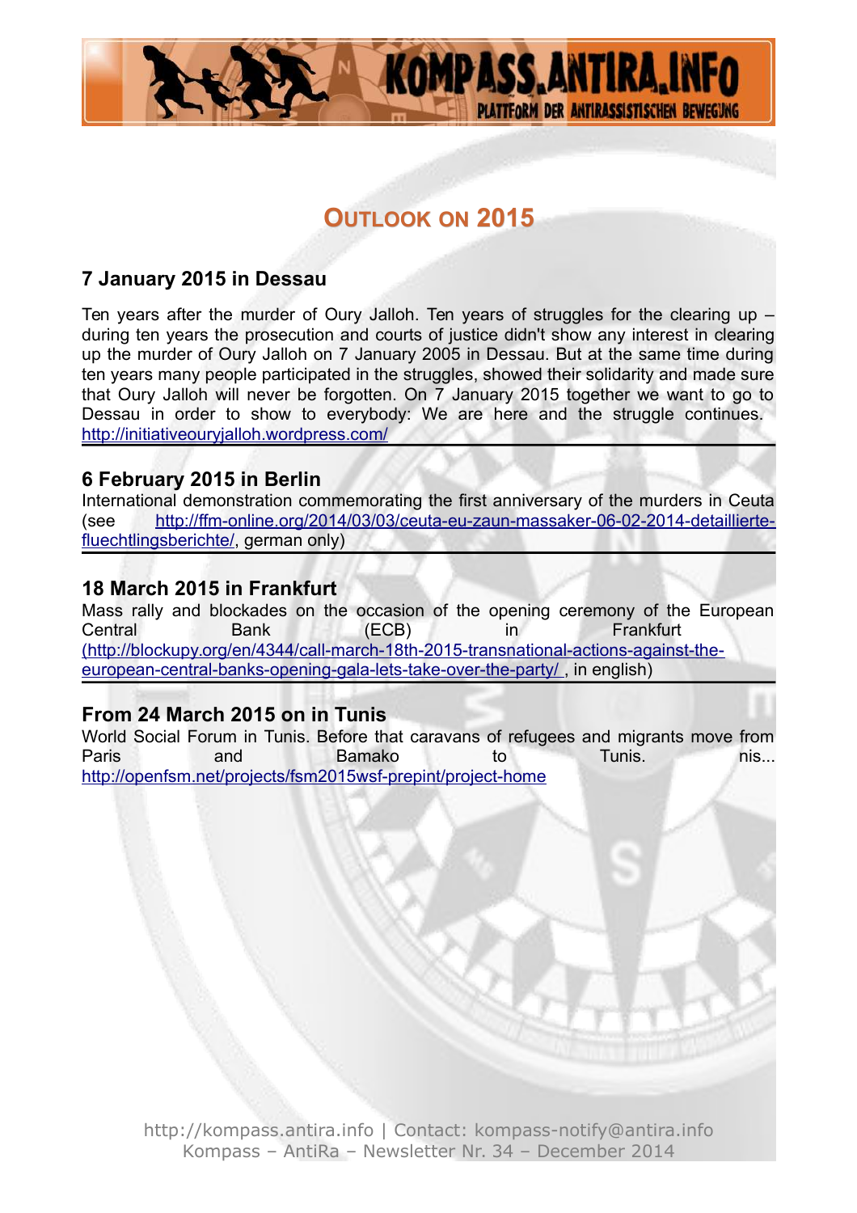# Outlook on 2015

### 7 January 2015 in Dessau

Ten years after the murder of Oury Jalloh. Ten years of struggles for the clearing up – during ten years the prosecution and courts of justice didn't show any interest in clearing up the murder of Oury Jalloh on 7 January 2005 in Dessau. But at the same time during ten years many people participated in the struggles, showed their solidarity and made sure that Oury Jalloh will never be forgotten. On 7 January 2015 together we want to go to Dessau in order to show to everybody: We are here and the struggle continues. http://initiativeouryjalloh.wordpress.com/

### 6 February 2015 in Berlin

International demonstration commemorating the first anniversary of the murders in Ceuta (see http://ffm-online.org/2014/03/03/ceuta-eu-zaun-massaker-06-02-2014-detaillierte-fluechtlingsberichte/, german only)

### 18 March 2015 in Frankfurt

Mass rally and blockades on the occasion of the opening ceremony of the European Central Bank (ECB) in Frankfurt (http://blockupy.org/en/4344/call-march-18th-2015-transnational-actions-against-the-european-central-banks-opening-gala-lets-take-over-the-party/ , in english)

### From 24 March 2015 on in Tunis

World Social Forum in Tunis. Before that caravans of refugees and migrants move from Paris and Bamako to Tunis. nis... http://openfsm.net/projects/fsm2015wsf-prepint/project-home